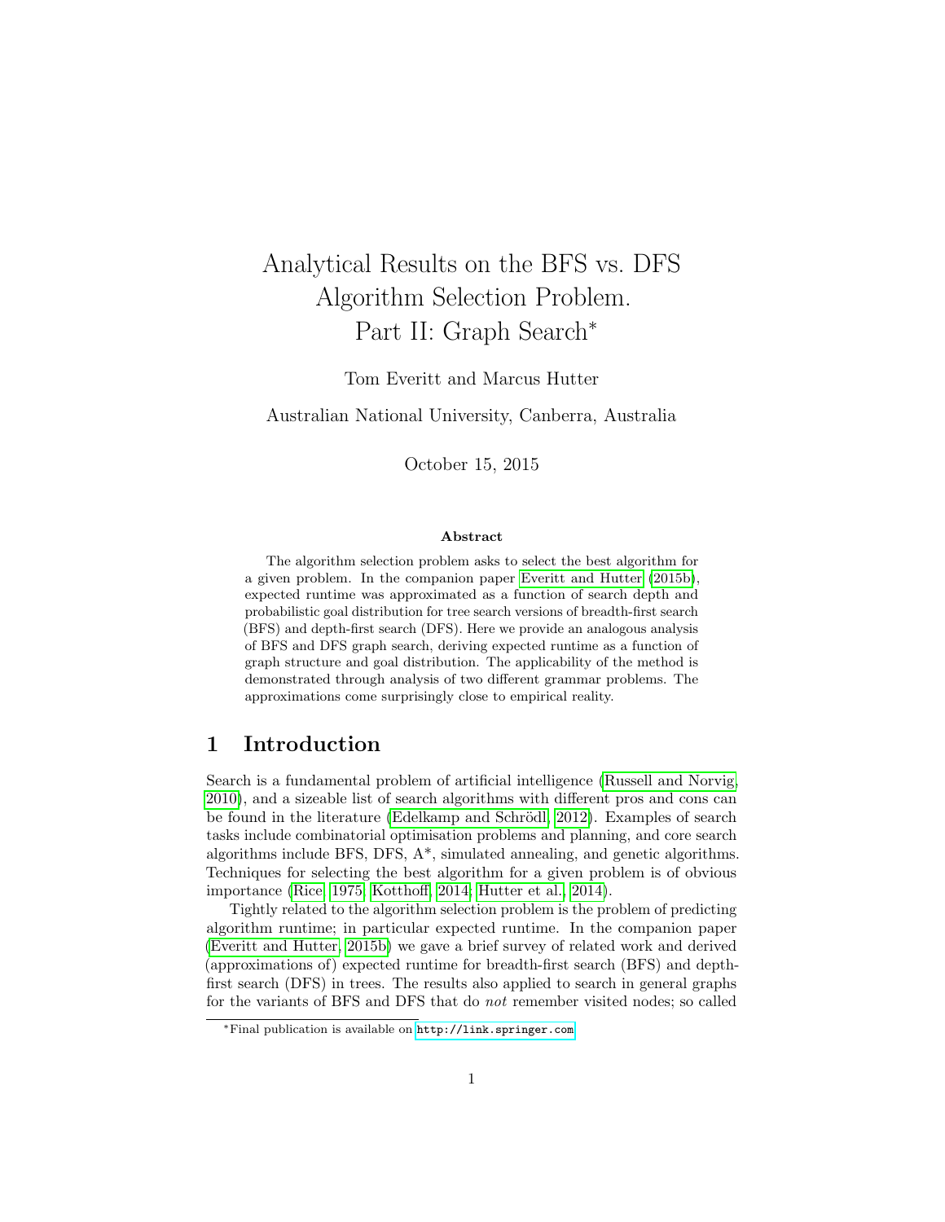# Analytical Results on the BFS vs. DFS Algorithm Selection Problem. Part II: Graph Search*

Tom Everitt and Marcus Hutter

Australian National University, Canberra, Australia

October 15, 2015

### Abstract

The algorithm selection problem asks to select the best algorithm for a given problem. In the companion paper Everitt and Hutter (2015b), expected runtime was approximated as a function of search depth and probabilistic goal distribution for tree search versions of breadth-first search (BFS) and depth-first search (DFS). Here we provide an analogous analysis of BFS and DFS graph search, deriving expected runtime as a function of graph structure and goal distribution. The applicability of the method is demonstrated through analysis of two different grammar problems. The approximations come surprisingly close to empirical reality.

## 1 Introduction

Search is a fundamental problem of artificial intelligence (Russell and Norvig, 2010), and a sizeable list of search algorithms with different pros and cons can be found in the literature (Edelkamp and Schrödl, 2012). Examples of search tasks include combinatorial optimisation problems and planning, and core search algorithms include BFS, DFS, A*, simulated annealing, and genetic algorithms. Techniques for selecting the best algorithm for a given problem is of obvious importance (Rice, 1975; Kotthoff, 2014; Hutter et al., 2014).

Tightly related to the algorithm selection problem is the problem of predicting algorithm runtime; in particular expected runtime. In the companion paper (Everitt and Hutter, 2015b) we gave a brief survey of related work and derived (approximations of) expected runtime for breadth-first search (BFS) and depth-first search (DFS) in trees. The results also applied to search in general graphs for the variants of BFS and DFS that do *not* remember visited nodes; so called

*Final publication is available on http://link.springer.com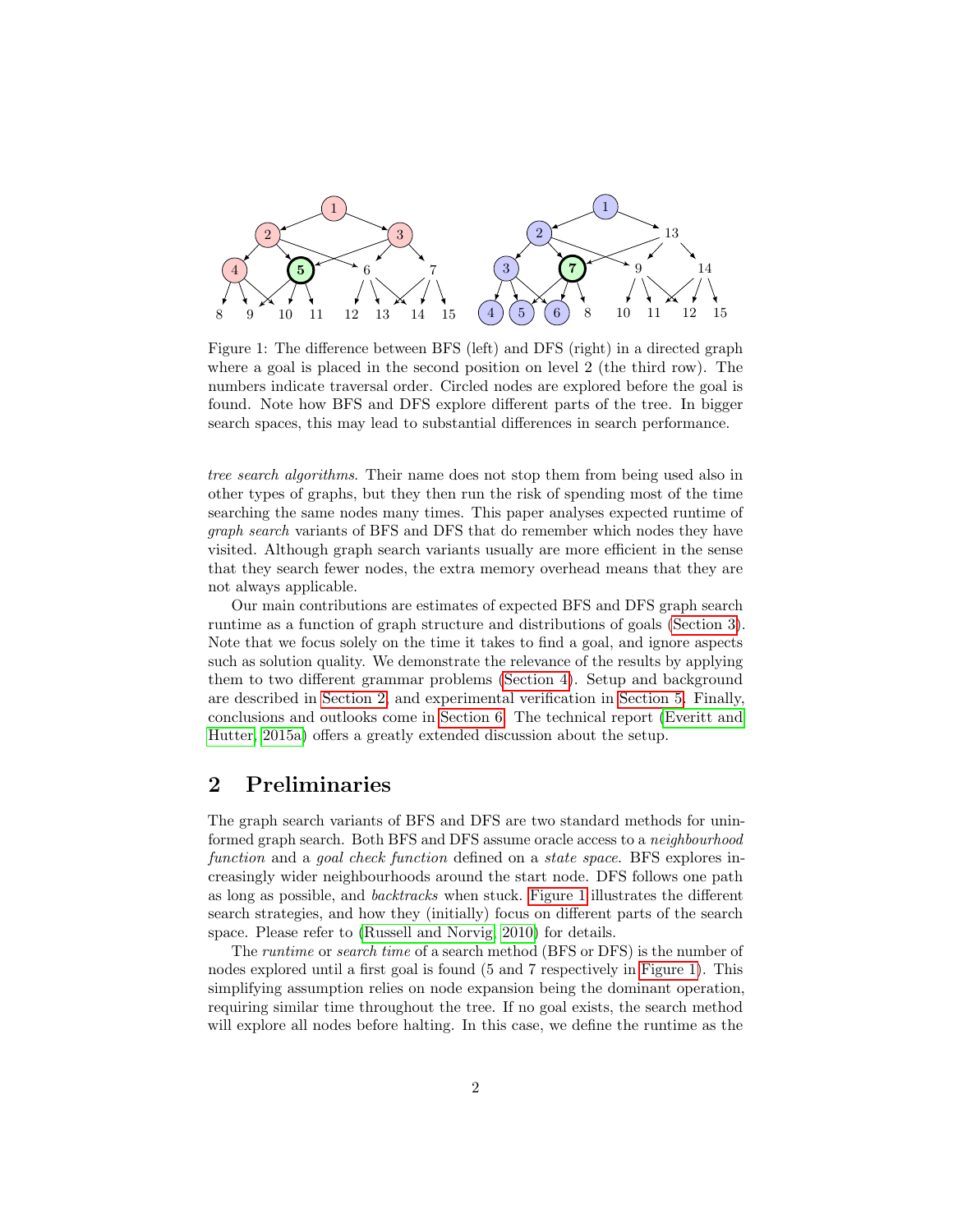Figure 1: The difference between BFS (left) and DFS (right) in a directed graph where a goal is placed in the second position on level 2 (the third row). The numbers indicate traversal order. Circled nodes are explored before the goal is found. Note how BFS and DFS explore different parts of the tree. In bigger search spaces, this may lead to substantial differences in search performance.

*tree search algorithms*. Their name does not stop them from being used also in other types of graphs, but they then run the risk of spending most of the time searching the same nodes many times. This paper analyses expected runtime of *graph search* variants of BFS and DFS that do remember which nodes they have visited. Although graph search variants usually are more efficient in the sense that they search fewer nodes, the extra memory overhead means that they are not always applicable.

Our main contributions are estimates of expected BFS and DFS graph search runtime as a function of graph structure and distributions of goals (Section 3). Note that we focus solely on the time it takes to find a goal, and ignore aspects such as solution quality. We demonstrate the relevance of the results by applying them to two different grammar problems (Section 4). Setup and background are described in Section 2, and experimental verification in Section 5. Finally, conclusions and outlooks come in Section 6. The technical report (Everitt and Hutter, 2015a) offers a greatly extended discussion about the setup.

## 2 Preliminaries

The graph search variants of BFS and DFS are two standard methods for uninformed graph search. Both BFS and DFS assume oracle access to a *neighbourhood function* and a *goal check function* defined on a *state space*. BFS explores increasingly wider neighbourhoods around the start node. DFS follows one path as long as possible, and *backtracks* when stuck. Figure 1 illustrates the different search strategies, and how they (initially) focus on different parts of the search space. Please refer to (Russell and Norvig, 2010) for details.

The *runtime* or *search time* of a search method (BFS or DFS) is the number of nodes explored until a first goal is found (5 and 7 respectively in Figure 1). This simplifying assumption relies on node expansion being the dominant operation, requiring similar time throughout the tree. If no goal exists, the search method will explore all nodes before halting. In this case, we define the runtime as the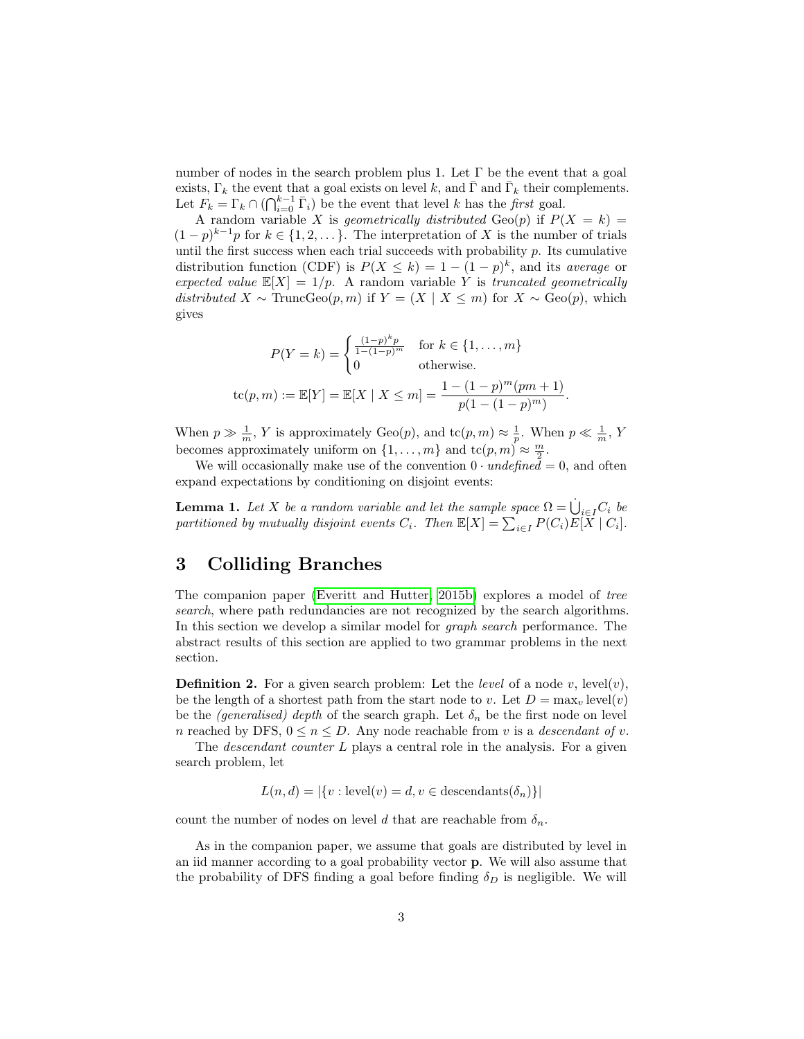number of nodes in the search problem plus 1. Let $\Gamma$ be the event that a goal exists, $\Gamma_k$ the event that a goal exists on level $k$, and $\bar{\Gamma}$ and $\bar{\Gamma}_k$ their complements. Let $F_k = \Gamma_k \cap (\bigcap_{i=0}^{k-1} \bar{\Gamma}_i)$ be the event that level $k$ has the *first* goal.

A random variable $X$ is *geometrically distributed* $\text{Geo}(p)$ if $P(X = k) = (1-p)^{k-1}p$ for $k \in \{1, 2, \dots\}$. The interpretation of $X$ is the number of trials until the first success when each trial succeeds with probability $p$. Its cumulative distribution function (CDF) is $P(X \leq k) = 1 - (1-p)^k$, and its *average* or *expected value* $\mathbb{E}[X] = 1/p$. A random variable $Y$ is *truncated geometrically distributed* $X \sim \text{TruncGeo}(p, m)$ if $Y = (X \mid X \leq m)$ for $X \sim \text{Geo}(p)$, which gives

$$P(Y = k) = \begin{cases} \frac{(1-p)^k p}{1-(1-p)^m} & \text{for } k \in \{1, \dots, m\} \\ 0 & \text{otherwise.} \end{cases}$$

$$\text{tc}(p, m) := \mathbb{E}[Y] = \mathbb{E}[X \mid X \leq m] = \frac{1 - (1-p)^m(pm+1)}{p(1-(1-p)^m)}.$$

When $p \gg \frac{1}{m}$, $Y$ is approximately $\text{Geo}(p)$, and $\text{tc}(p, m) \approx \frac{1}{p}$. When $p \ll \frac{1}{m}$, $Y$ becomes approximately uniform on $\{1, \dots, m\}$ and $\text{tc}(p, m) \approx \frac{m}{2}$.

We will occasionally make use of the convention $0 \cdot \textit{undefined} = 0$, and often expand expectations by conditioning on disjoint events:

**Lemma 1.** *Let $X$ be a random variable and let the sample space $\Omega = \dot{\bigcup}_{i \in I} C_i$ be partitioned by mutually disjoint events $C_i$. Then $\mathbb{E}[X] = \sum_{i \in I} P(C_i) E[X \mid C_i]$.*

## 3 Colliding Branches

The companion paper (Everitt and Hutter, 2015b) explores a model of *tree search*, where path redundancies are not recognized by the search algorithms. In this section we develop a similar model for *graph search* performance. The abstract results of this section are applied to two grammar problems in the next section.

**Definition 2.** For a given search problem: Let the *level* of a node $v$, $\text{level}(v)$, be the length of a shortest path from the start node to $v$. Let $D = \max_v \text{level}(v)$ be the *(generalised) depth* of the search graph. Let $\delta_n$ be the first node on level $n$ reached by DFS, $0 \leq n \leq D$. Any node reachable from $v$ is a *descendant of* $v$.

The *descendant counter* $L$ plays a central role in the analysis. For a given search problem, let

$$L(n, d) = |\{v : \text{level}(v) = d, v \in \text{descendants}(\delta_n)\}|$$

count the number of nodes on level $d$ that are reachable from $\delta_n$.

As in the companion paper, we assume that goals are distributed by level in an iid manner according to a goal probability vector $\mathbf{p}$. We will also assume that the probability of DFS finding a goal before finding $\delta_D$ is negligible. We will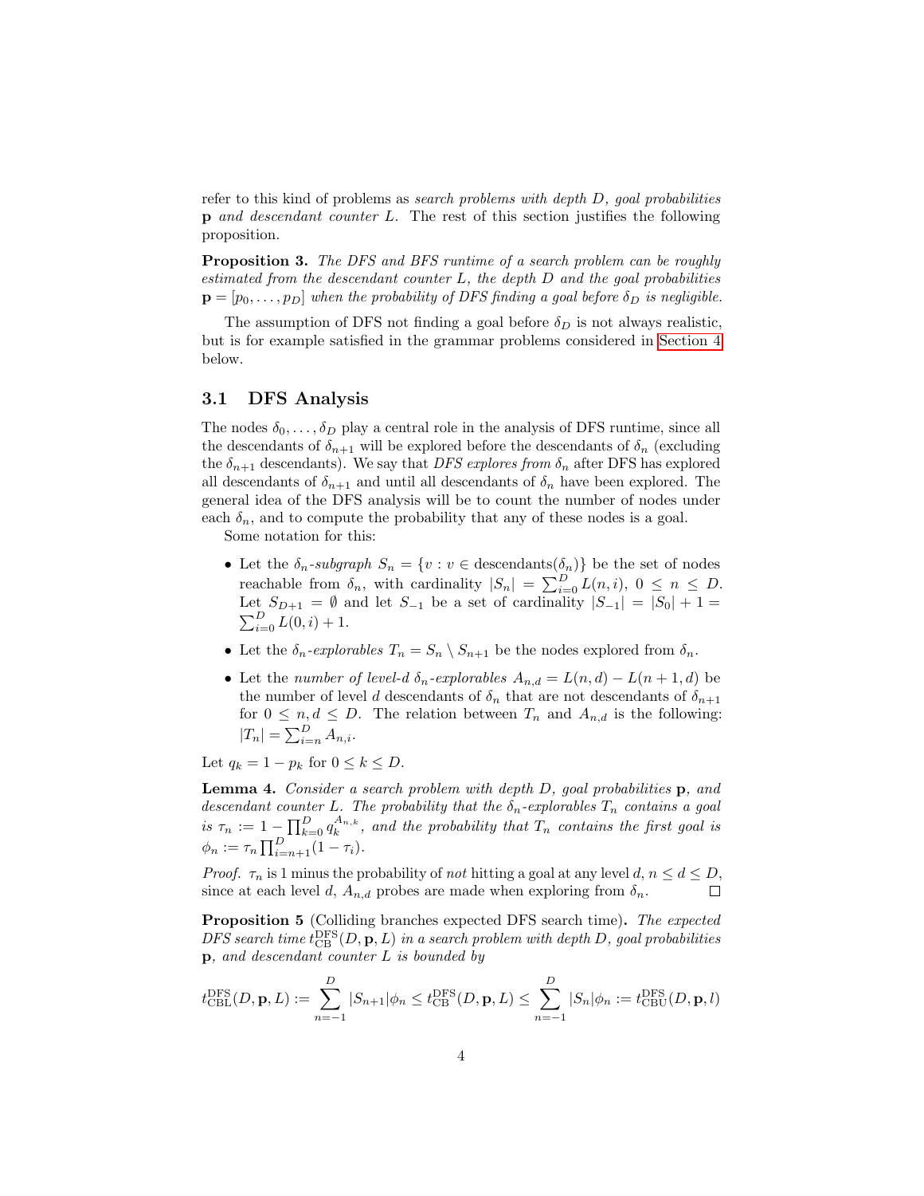refer to this kind of problems as *search problems with depth $D$, goal probabilities* $\mathbf{p}$ *and descendant counter* $L$. The rest of this section justifies the following proposition.

**Proposition 3.** *The DFS and BFS runtime of a search problem can be roughly estimated from the descendant counter $L$, the depth $D$ and the goal probabilities $\mathbf{p} = [p_0, \ldots, p_D]$ when the probability of DFS finding a goal before $\delta_D$ is negligible.*

The assumption of DFS not finding a goal before $\delta_D$ is not always realistic, but is for example satisfied in the grammar problems considered in Section 4 below.

### 3.1 DFS Analysis

The nodes $\delta_0, \ldots, \delta_D$ play a central role in the analysis of DFS runtime, since all the descendants of $\delta_{n+1}$ will be explored before the descendants of $\delta_n$ (excluding the $\delta_{n+1}$ descendants). We say that *DFS explores from* $\delta_n$ after DFS has explored all descendants of $\delta_{n+1}$ and until all descendants of $\delta_n$ have been explored. The general idea of the DFS analysis will be to count the number of nodes under each $\delta_n$, and to compute the probability that any of these nodes is a goal.

Some notation for this:

- Let the *$\delta_n$-subgraph* $S_n = \{v : v \in \text{descendants}(\delta_n)\}$ be the set of nodes reachable from $\delta_n$, with cardinality $|S_n| = \sum_{i=0}^{D} L(n, i)$, $0 \leq n \leq D$. Let $S_{D+1} = \emptyset$ and let $S_{-1}$ be a set of cardinality $|S_{-1}| = |S_0| + 1 = \sum_{i=0}^{D} L(0, i) + 1$.
- Let the *$\delta_n$-explorables* $T_n = S_n \setminus S_{n+1}$ be the nodes explored from $\delta_n$.
- Let the *number of level-$d$ $\delta_n$-explorables* $A_{n,d} = L(n, d) - L(n + 1, d)$ be the number of level $d$ descendants of $\delta_n$ that are not descendants of $\delta_{n+1}$ for $0 \leq n, d \leq D$. The relation between $T_n$ and $A_{n,d}$ is the following: $|T_n| = \sum_{i=n}^{D} A_{n,i}$.

Let $q_k = 1 - p_k$ for $0 \leq k \leq D$.

**Lemma 4.** *Consider a search problem with depth $D$, goal probabilities $\mathbf{p}$, and descendant counter $L$. The probability that the $\delta_n$-explorables $T_n$ contains a goal is $\tau_n := 1 - \prod_{k=0}^{D} q_k^{A_{n,k}}$, and the probability that $T_n$ contains the first goal is $\phi_n := \tau_n \prod_{i=n+1}^{D} (1 - \tau_i)$.*

*Proof.* $\tau_n$ is 1 minus the probability of *not* hitting a goal at any level $d$, $n \leq d \leq D$, since at each level $d$, $A_{n,d}$ probes are made when exploring from $\delta_n$. □

**Proposition 5** (Colliding branches expected DFS search time)**.** *The expected DFS search time $t_{\text{CB}}^{\text{DFS}}(D, \mathbf{p}, L)$ in a search problem with depth $D$, goal probabilities $\mathbf{p}$, and descendant counter $L$ is bounded by*

$$t_{\text{CBL}}^{\text{DFS}}(D, \mathbf{p}, L) := \sum_{n=-1}^{D} |S_{n+1}|\phi_n \leq t_{\text{CB}}^{\text{DFS}}(D, \mathbf{p}, L) \leq \sum_{n=-1}^{D} |S_n|\phi_n := t_{\text{CBU}}^{\text{DFS}}(D, \mathbf{p}, l)$$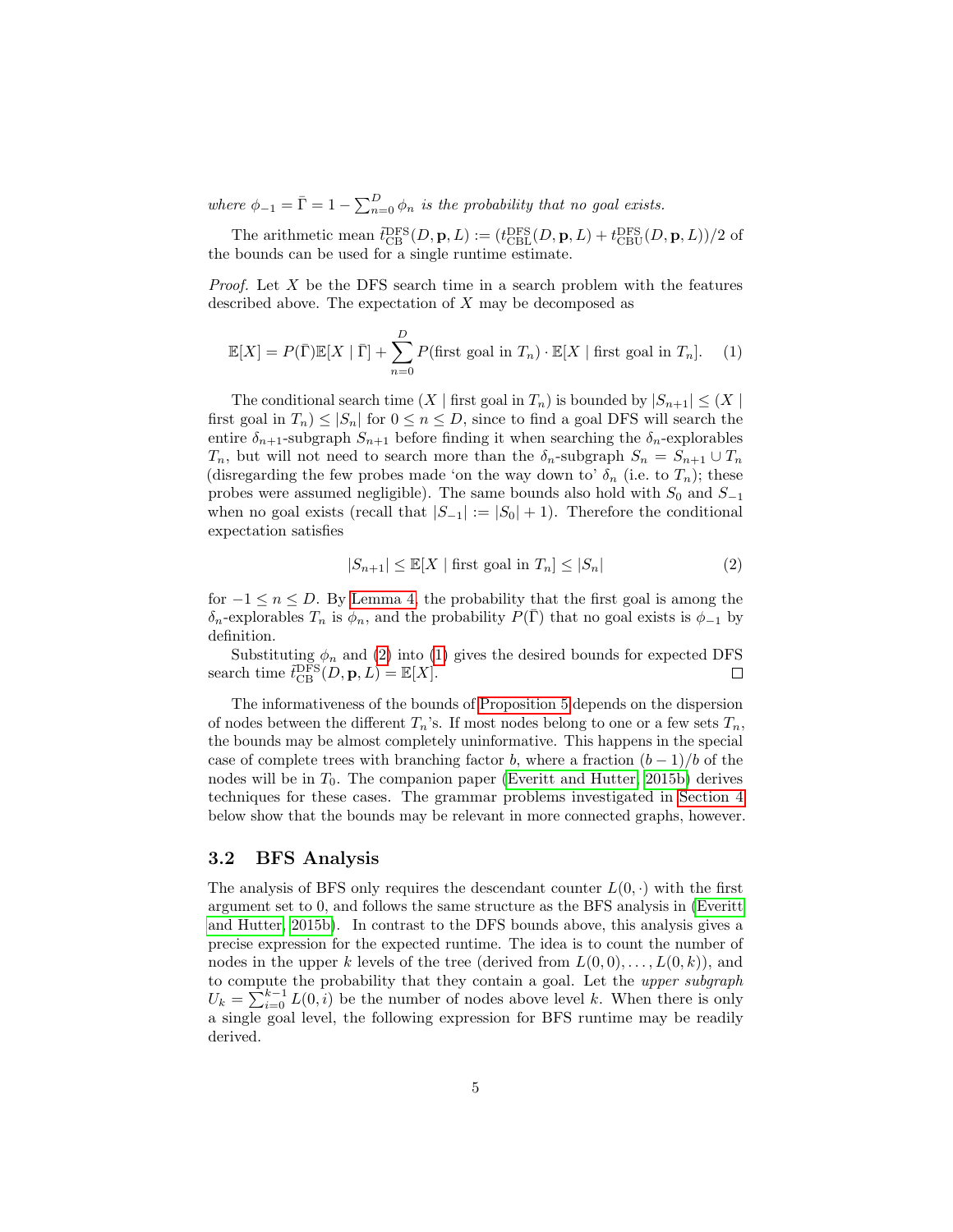*where $\phi_{-1} = \bar{\Gamma} = 1 - \sum_{n=0}^{D} \phi_n$ is the probability that no goal exists.*

The arithmetic mean $\tilde{t}^{\text{DFS}}_{\text{CB}}(D, \mathbf{p}, L) := (t^{\text{DFS}}_{\text{CBL}}(D, \mathbf{p}, L) + t^{\text{DFS}}_{\text{CBU}}(D, \mathbf{p}, L))/2$ of the bounds can be used for a single runtime estimate.

*Proof.* Let $X$ be the DFS search time in a search problem with the features described above. The expectation of $X$ may be decomposed as

$$\mathbb{E}[X] = P(\bar{\Gamma})\mathbb{E}[X \mid \bar{\Gamma}] + \sum_{n=0}^{D} P(\text{first goal in } T_n) \cdot \mathbb{E}[X \mid \text{first goal in } T_n]. \tag{1}$$

The conditional search time $(X \mid \text{first goal in } T_n)$ is bounded by $|S_{n+1}| \leq (X \mid \text{first goal in } T_n) \leq |S_n|$ for $0 \leq n \leq D$, since to find a goal DFS will search the entire $\delta_{n+1}$-subgraph $S_{n+1}$ before finding it when searching the $\delta_n$-explorables $T_n$, but will not need to search more than the $\delta_n$-subgraph $S_n = S_{n+1} \cup T_n$ (disregarding the few probes made 'on the way down to' $\delta_n$ (i.e. to $T_n$); these probes were assumed negligible). The same bounds also hold with $S_0$ and $S_{-1}$ when no goal exists (recall that $|S_{-1}| := |S_0| + 1$). Therefore the conditional expectation satisfies

$$|S_{n+1}| \leq \mathbb{E}[X \mid \text{first goal in } T_n] \leq |S_n| \tag{2}$$

for $-1 \leq n \leq D$. By Lemma 4, the probability that the first goal is among the $\delta_n$-explorables $T_n$ is $\phi_n$, and the probability $P(\bar{\Gamma})$ that no goal exists is $\phi_{-1}$ by definition.

Substituting $\phi_n$ and (2) into (1) gives the desired bounds for expected DFS search time $\tilde{t}^{\text{DFS}}_{\text{CB}}(D, \mathbf{p}, L) = \mathbb{E}[X]$. □

The informativeness of the bounds of Proposition 5 depends on the dispersion of nodes between the different $T_n$'s. If most nodes belong to one or a few sets $T_n$, the bounds may be almost completely uninformative. This happens in the special case of complete trees with branching factor $b$, where a fraction $(b-1)/b$ of the nodes will be in $T_0$. The companion paper (Everitt and Hutter, 2015b) derives techniques for these cases. The grammar problems investigated in Section 4 below show that the bounds may be relevant in more connected graphs, however.

### 3.2 BFS Analysis

The analysis of BFS only requires the descendant counter $L(0, \cdot)$ with the first argument set to 0, and follows the same structure as the BFS analysis in (Everitt and Hutter, 2015b). In contrast to the DFS bounds above, this analysis gives a precise expression for the expected runtime. The idea is to count the number of nodes in the upper $k$ levels of the tree (derived from $L(0, 0), \ldots, L(0, k)$), and to compute the probability that they contain a goal. Let the *upper subgraph* $U_k = \sum_{i=0}^{k-1} L(0, i)$ be the number of nodes above level $k$. When there is only a single goal level, the following expression for BFS runtime may be readily derived.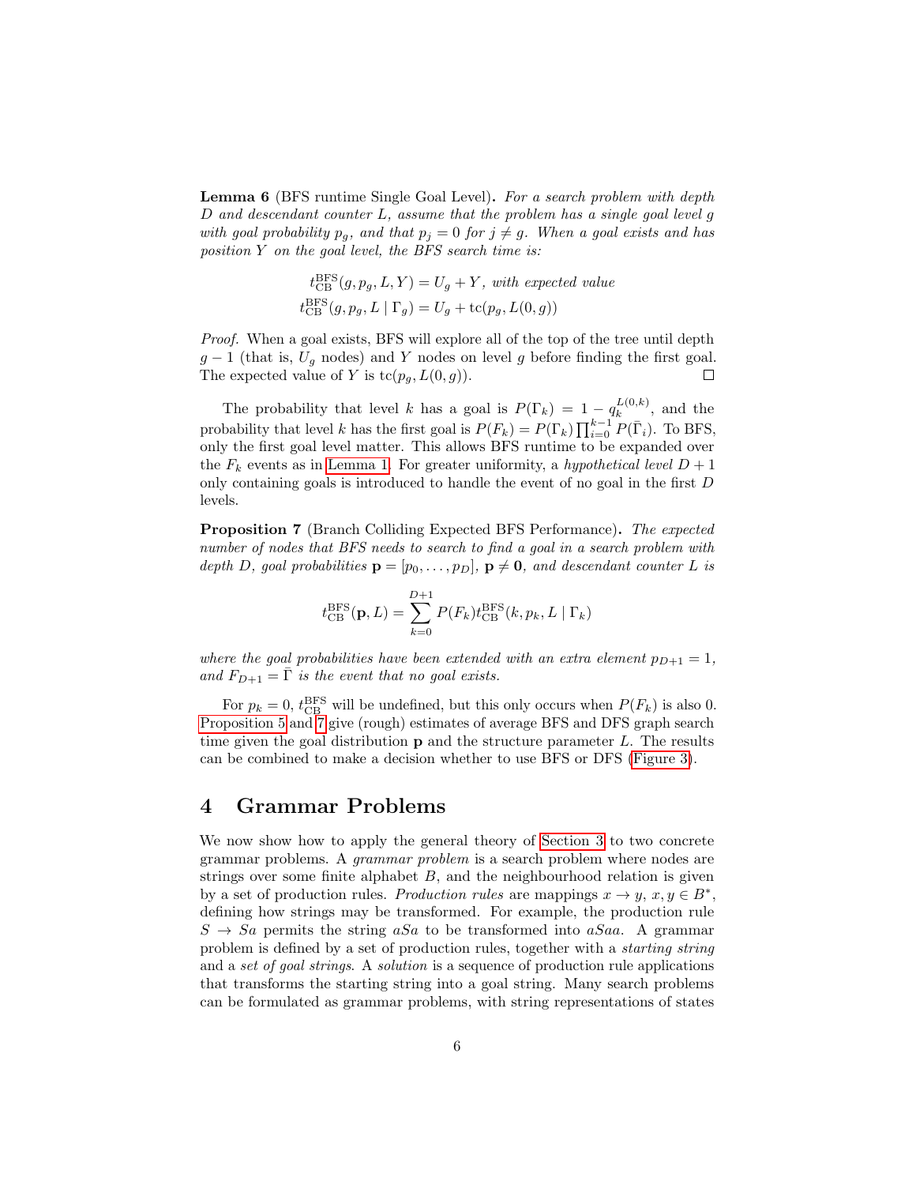**Lemma 6** (BFS runtime Single Goal Level)**.** *For a search problem with depth $D$ and descendant counter $L$, assume that the problem has a single goal level $g$ with goal probability $p_g$, and that $p_j = 0$ for $j \neq g$. When a goal exists and has position $Y$ on the goal level, the BFS search time is:*

$$t_{\mathrm{CB}}^{\mathrm{BFS}}(g, p_g, L, Y) = U_g + Y, \text{ with expected value}$$
$$t_{\mathrm{CB}}^{\mathrm{BFS}}(g, p_g, L \mid \Gamma_g) = U_g + \mathrm{tc}(p_g, L(0, g))$$

*Proof.* When a goal exists, BFS will explore all of the top of the tree until depth $g - 1$ (that is, $U_g$ nodes) and $Y$ nodes on level $g$ before finding the first goal. The expected value of $Y$ is $\mathrm{tc}(p_g, L(0, g))$. □

The probability that level $k$ has a goal is $P(\Gamma_k) = 1 - q_k^{L(0,k)}$, and the probability that level $k$ has the first goal is $P(F_k) = P(\Gamma_k) \prod_{i=0}^{k-1} P(\bar{\Gamma}_i)$. To BFS, only the first goal level matter. This allows BFS runtime to be expanded over the $F_k$ events as in Lemma 1. For greater uniformity, a *hypothetical level* $D + 1$ only containing goals is introduced to handle the event of no goal in the first $D$ levels.

**Proposition 7** (Branch Colliding Expected BFS Performance)**.** *The expected number of nodes that BFS needs to search to find a goal in a search problem with depth $D$, goal probabilities $\mathbf{p} = [p_0, \ldots, p_D]$, $\mathbf{p} \neq \mathbf{0}$, and descendant counter $L$ is*

$$t_{\mathrm{CB}}^{\mathrm{BFS}}(\mathbf{p}, L) = \sum_{k=0}^{D+1} P(F_k) t_{\mathrm{CB}}^{\mathrm{BFS}}(k, p_k, L \mid \Gamma_k)$$

*where the goal probabilities have been extended with an extra element $p_{D+1} = 1$, and $F_{D+1} = \bar{\Gamma}$ is the event that no goal exists.*

For $p_k = 0$, $t_{\mathrm{CB}}^{\mathrm{BFS}}$ will be undefined, but this only occurs when $P(F_k)$ is also 0. Proposition 5 and 7 give (rough) estimates of average BFS and DFS graph search time given the goal distribution $\mathbf{p}$ and the structure parameter $L$. The results can be combined to make a decision whether to use BFS or DFS (Figure 3).

## 4 Grammar Problems

We now show how to apply the general theory of Section 3 to two concrete grammar problems. A *grammar problem* is a search problem where nodes are strings over some finite alphabet $B$, and the neighbourhood relation is given by a set of production rules. *Production rules* are mappings $x \to y$, $x, y \in B^*$, defining how strings may be transformed. For example, the production rule $S \to Sa$ permits the string $aSa$ to be transformed into $aSaa$. A grammar problem is defined by a set of production rules, together with a *starting string* and a *set of goal strings*. A *solution* is a sequence of production rule applications that transforms the starting string into a goal string. Many search problems can be formulated as grammar problems, with string representations of states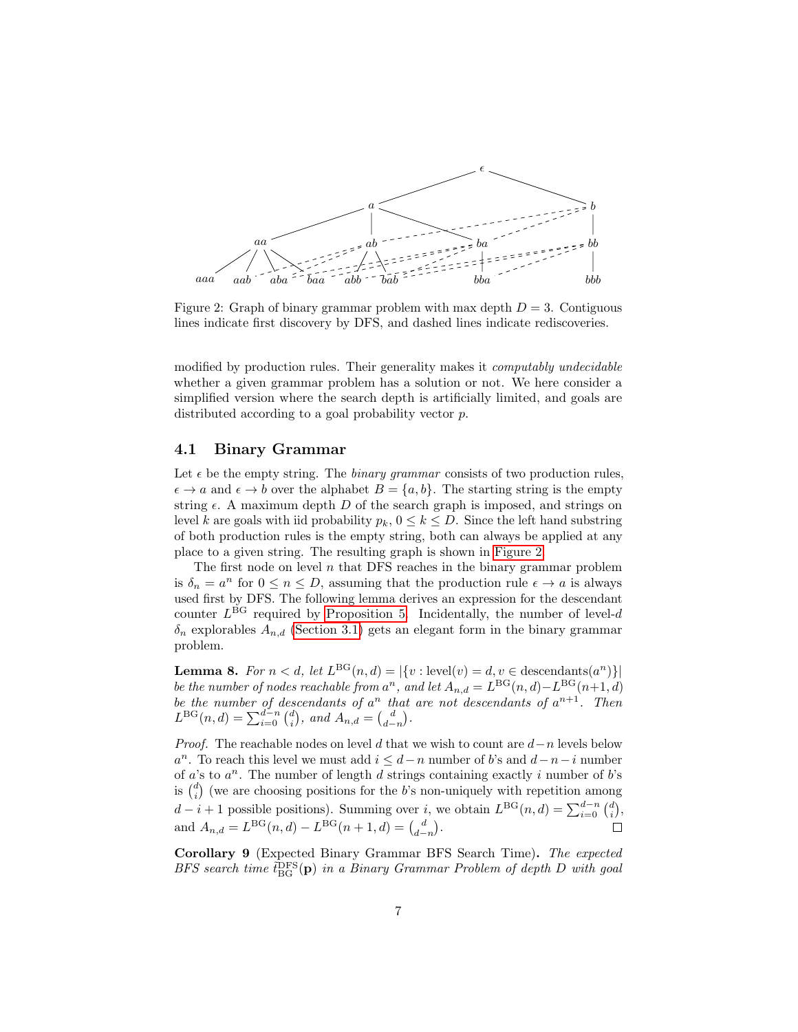Figure 2: Graph of binary grammar problem with max depth $D = 3$. Contiguous lines indicate first discovery by DFS, and dashed lines indicate rediscoveries.

modified by production rules. Their generality makes it *computably undecidable* whether a given grammar problem has a solution or not. We here consider a simplified version where the search depth is artificially limited, and goals are distributed according to a goal probability vector $p$.

### 4.1 Binary Grammar

Let $\epsilon$ be the empty string. The *binary grammar* consists of two production rules, $\epsilon \to a$ and $\epsilon \to b$ over the alphabet $B = \{a, b\}$. The starting string is the empty string $\epsilon$. A maximum depth $D$ of the search graph is imposed, and strings on level $k$ are goals with iid probability $p_k$, $0 \leq k \leq D$. Since the left hand substring of both production rules is the empty string, both can always be applied at any place to a given string. The resulting graph is shown in Figure 2.

The first node on level $n$ that DFS reaches in the binary grammar problem is $\delta_n = a^n$ for $0 \leq n \leq D$, assuming that the production rule $\epsilon \to a$ is always used first by DFS. The following lemma derives an expression for the descendant counter $L^{\text{BG}}$ required by Proposition 5. Incidentally, the number of level-$d$ $\delta_n$ explorables $A_{n,d}$ (Section 3.1) gets an elegant form in the binary grammar problem.

**Lemma 8.** *For $n < d$, let $L^{\text{BG}}(n, d) = |\{v : \text{level}(v) = d, v \in \text{descendants}(a^n)\}|$ be the number of nodes reachable from $a^n$, and let $A_{n,d} = L^{\text{BG}}(n, d) - L^{\text{BG}}(n+1, d)$ be the number of descendants of $a^n$ that are not descendants of $a^{n+1}$. Then $L^{\text{BG}}(n, d) = \sum_{i=0}^{d-n} \binom{d}{i}$, and $A_{n,d} = \binom{d}{d-n}$.*

*Proof.* The reachable nodes on level $d$ that we wish to count are $d-n$ levels below $a^n$. To reach this level we must add $i \leq d-n$ number of $b$'s and $d-n-i$ number of $a$'s to $a^n$. The number of length $d$ strings containing exactly $i$ number of $b$'s is $\binom{d}{i}$ (we are choosing positions for the $b$'s non-uniquely with repetition among $d-i+1$ possible positions). Summing over $i$, we obtain $L^{\text{BG}}(n, d) = \sum_{i=0}^{d-n} \binom{d}{i}$, and $A_{n,d} = L^{\text{BG}}(n, d) - L^{\text{BG}}(n+1, d) = \binom{d}{d-n}$. $\square$

**Corollary 9** (Expected Binary Grammar BFS Search Time)**.** *The expected BFS search time $\tilde{t}^{\text{DFS}}_{\text{BG}}(\mathbf{p})$ in a Binary Grammar Problem of depth $D$ with goal*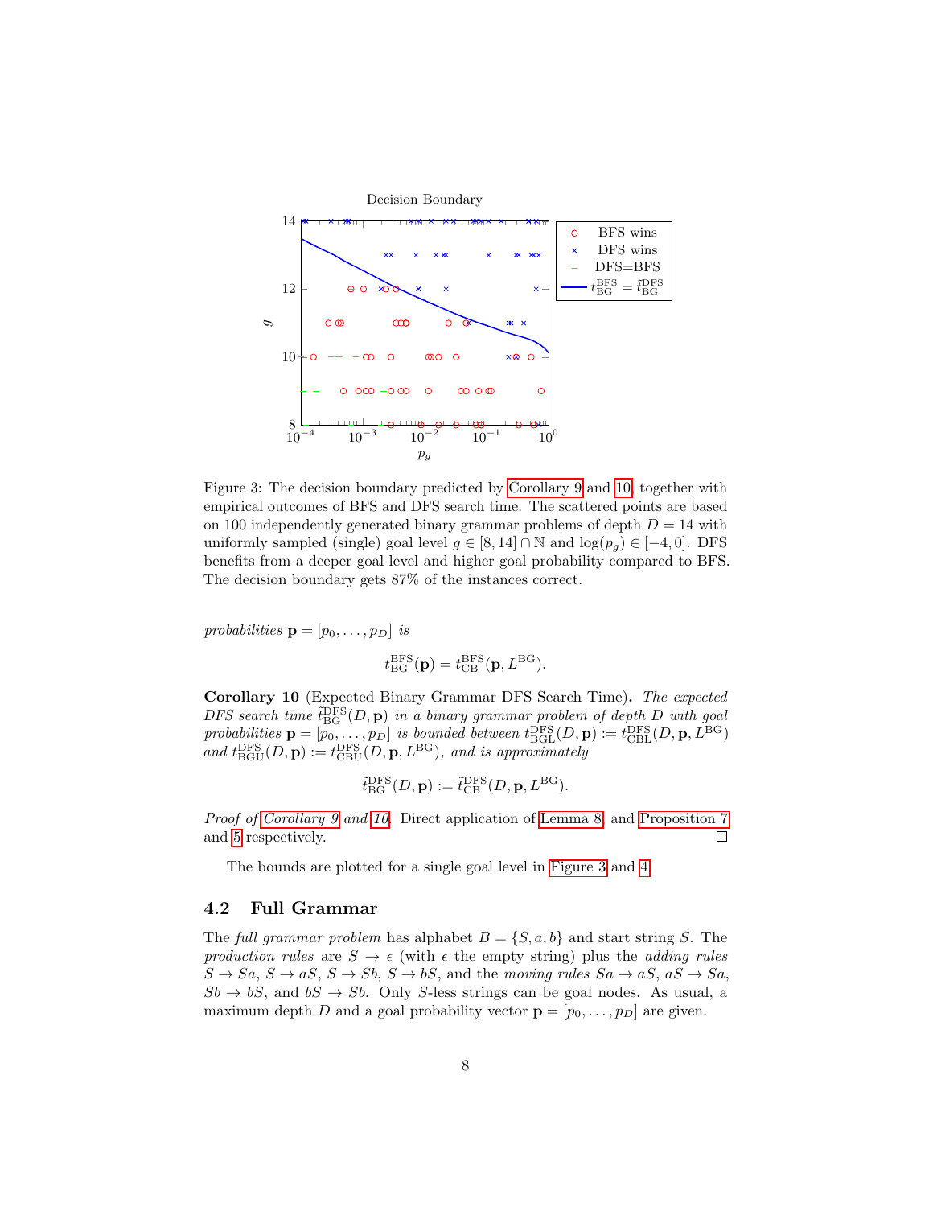Figure 3: The decision boundary predicted by Corollary 9 and 10, together with empirical outcomes of BFS and DFS search time. The scattered points are based on 100 independently generated binary grammar problems of depth $D = 14$ with uniformly sampled (single) goal level $g \in [8, 14] \cap \mathbb{N}$ and $\log(p_g) \in [-4, 0]$. DFS benefits from a deeper goal level and higher goal probability compared to BFS. The decision boundary gets 87% of the instances correct.

*probabilities* $\mathbf{p} = [p_0, \dots, p_D]$ *is*

$$t^{\text{BFS}}_{\text{BG}}(\mathbf{p}) = t^{\text{BFS}}_{\text{CB}}(\mathbf{p}, L^{\text{BG}}).$$

**Corollary 10** (Expected Binary Grammar DFS Search Time)**.** *The expected DFS search time* $\tilde{t}^{\text{DFS}}_{\text{BG}}(D, \mathbf{p})$ *in a binary grammar problem of depth* $D$ *with goal probabilities* $\mathbf{p} = [p_0, \dots, p_D]$ *is bounded between* $t^{\text{DFS}}_{\text{BGL}}(D, \mathbf{p}) := t^{\text{DFS}}_{\text{CBL}}(D, \mathbf{p}, L^{\text{BG}})$ *and* $t^{\text{DFS}}_{\text{BGU}}(D, \mathbf{p}) := t^{\text{DFS}}_{\text{CBU}}(D, \mathbf{p}, L^{\text{BG}})$*, and is approximately*

$$\tilde{t}^{\text{DFS}}_{\text{BG}}(D, \mathbf{p}) := \tilde{t}^{\text{DFS}}_{\text{CB}}(D, \mathbf{p}, L^{\text{BG}}).$$

*Proof of Corollary 9 and 10.* Direct application of Lemma 8, and Proposition 7 and 5 respectively. □

The bounds are plotted for a single goal level in Figure 3 and 4.

## 4.2 Full Grammar

The *full grammar problem* has alphabet $B = \{S, a, b\}$ and start string $S$. The *production rules* are $S \to \epsilon$ (with $\epsilon$ the empty string) plus the *adding rules* $S \to Sa$, $S \to aS$, $S \to Sb$, $S \to bS$, and the *moving rules* $Sa \to aS$, $aS \to Sa$, $Sb \to bS$, and $bS \to Sb$. Only $S$-less strings can be goal nodes. As usual, a maximum depth $D$ and a goal probability vector $\mathbf{p} = [p_0, \dots, p_D]$ are given.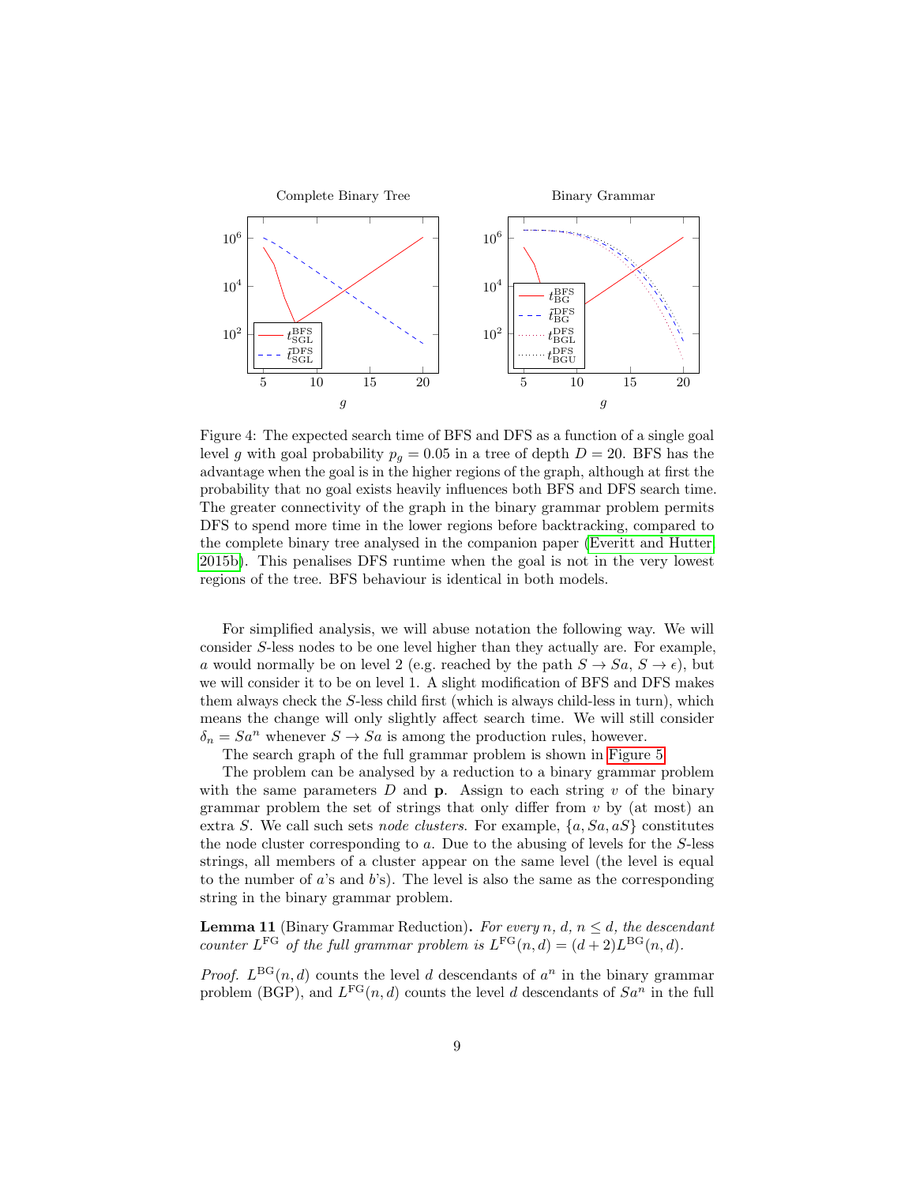Figure 4: The expected search time of BFS and DFS as a function of a single goal level $g$ with goal probability $p_g = 0.05$ in a tree of depth $D = 20$. BFS has the advantage when the goal is in the higher regions of the graph, although at first the probability that no goal exists heavily influences both BFS and DFS search time. The greater connectivity of the graph in the binary grammar problem permits DFS to spend more time in the lower regions before backtracking, compared to the complete binary tree analysed in the companion paper (Everitt and Hutter 2015b). This penalises DFS runtime when the goal is not in the very lowest regions of the tree. BFS behaviour is identical in both models.

For simplified analysis, we will abuse notation the following way. We will consider $S$-less nodes to be one level higher than they actually are. For example, $a$ would normally be on level 2 (e.g. reached by the path $S \to Sa$, $S \to \epsilon$), but we will consider it to be on level 1. A slight modification of BFS and DFS makes them always check the $S$-less child first (which is always child-less in turn), which means the change will only slightly affect search time. We will still consider $\delta_n = Sa^n$ whenever $S \to Sa$ is among the production rules, however.

The search graph of the full grammar problem is shown in Figure 5.

The problem can be analysed by a reduction to a binary grammar problem with the same parameters $D$ and $\mathbf{p}$. Assign to each string $v$ of the binary grammar problem the set of strings that only differ from $v$ by (at most) an extra $S$. We call such sets *node clusters*. For example, $\{a, Sa, aS\}$ constitutes the node cluster corresponding to $a$. Due to the abusing of levels for the $S$-less strings, all members of a cluster appear on the same level (the level is equal to the number of $a$'s and $b$'s). The level is also the same as the corresponding string in the binary grammar problem.

**Lemma 11** (Binary Grammar Reduction)**.** *For every $n$, $d$, $n \leq d$, the descendant counter $L^{\text{FG}}$ of the full grammar problem is $L^{\text{FG}}(n, d) = (d + 2)L^{\text{BG}}(n, d)$.*

*Proof.* $L^{\text{BG}}(n, d)$ counts the level $d$ descendants of $a^n$ in the binary grammar problem (BGP), and $L^{\text{FG}}(n, d)$ counts the level $d$ descendants of $Sa^n$ in the full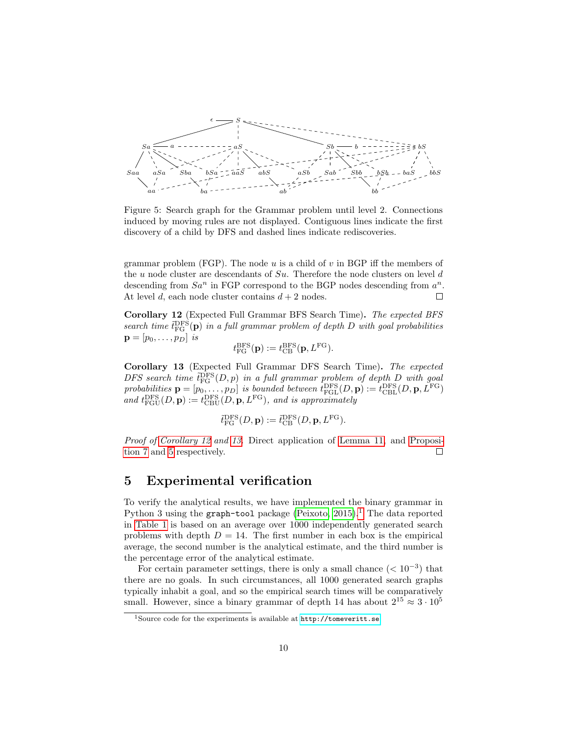Figure 5: Search graph for the Grammar problem until level 2. Connections induced by moving rules are not displayed. Contiguous lines indicate the first discovery of a child by DFS and dashed lines indicate rediscoveries.

grammar problem (FGP). The node $u$ is a child of $v$ in BGP iff the members of the $u$ node cluster are descendants of $Su$. Therefore the node clusters on level $d$ descending from $Sa^n$ in FGP correspond to the BGP nodes descending from $a^n$. At level $d$, each node cluster contains $d+2$ nodes. $\square$

**Corollary 12** (Expected Full Grammar BFS Search Time)**.** *The expected BFS search time $\tilde{t}^{\text{DFS}}_{\text{FG}}(\mathbf{p})$ in a full grammar problem of depth $D$ with goal probabilities $\mathbf{p} = [p_0, \dots, p_D]$ is*

$$t^{\text{BFS}}_{\text{FG}}(\mathbf{p}) := t^{\text{BFS}}_{\text{CB}}(\mathbf{p}, L^{\text{FG}}).$$

**Corollary 13** (Expected Full Grammar DFS Search Time)**.** *The expected DFS search time $\tilde{t}^{\text{DFS}}_{\text{FG}}(D, p)$ in a full grammar problem of depth $D$ with goal probabilities $\mathbf{p} = [p_0, \dots, p_D]$ is bounded between $t^{\text{DFS}}_{\text{FGL}}(D, \mathbf{p}) := t^{\text{DFS}}_{\text{CBL}}(D, \mathbf{p}, L^{\text{FG}})$ and $t^{\text{DFS}}_{\text{FGU}}(D, \mathbf{p}) := t^{\text{DFS}}_{\text{CBU}}(D, \mathbf{p}, L^{\text{FG}})$, and is approximately*

$$\tilde{t}^{\text{DFS}}_{\text{FG}}(D, \mathbf{p}) := \tilde{t}^{\text{DFS}}_{\text{CB}}(D, \mathbf{p}, L^{\text{FG}}).$$

*Proof of Corollary 12 and 13.* Direct application of Lemma 11, and Proposition 7 and 5 respectively. $\square$

## 5 Experimental verification

To verify the analytical results, we have implemented the binary grammar in Python 3 using the `graph-tool` package (Peixoto, 2015).[1] The data reported in Table 1 is based on an average over 1000 independently generated search problems with depth $D = 14$. The first number in each box is the empirical average, the second number is the analytical estimate, and the third number is the percentage error of the analytical estimate.

For certain parameter settings, there is only a small chance ($< 10^{-3}$) that there are no goals. In such circumstances, all 1000 generated search graphs typically inhabit a goal, and so the empirical search times will be comparatively small. However, since a binary grammar of depth 14 has about $2^{15} \approx 3 \cdot 10^5$

[1] Source code for the experiments is available at `http://tomeveritt.se`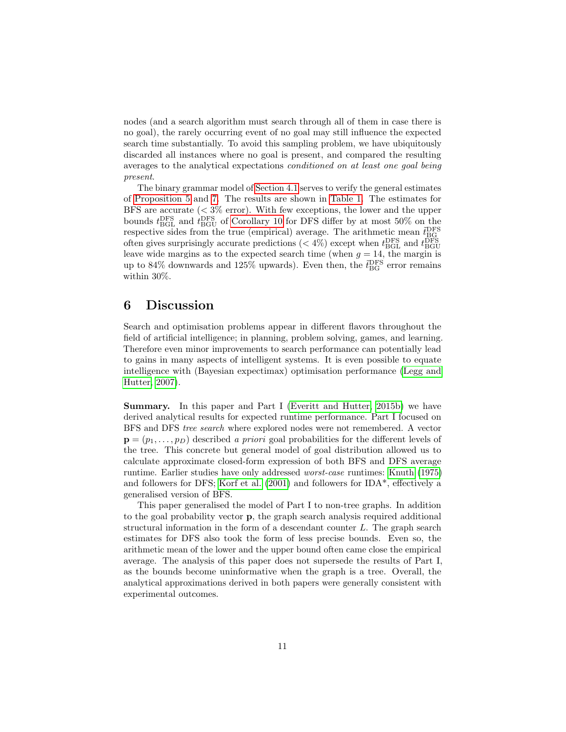nodes (and a search algorithm must search through all of them in case there is no goal), the rarely occurring event of no goal may still influence the expected search time substantially. To avoid this sampling problem, we have ubiquitously discarded all instances where no goal is present, and compared the resulting averages to the analytical expectations *conditioned on at least one goal being present*.

The binary grammar model of Section 4.1 serves to verify the general estimates of Proposition 5 and 7. The results are shown in Table 1. The estimates for BFS are accurate ($< 3\%$ error). With few exceptions, the lower and the upper bounds $t^{\rm DFS}_{\rm BGL}$ and $t^{\rm DFS}_{\rm BGU}$ of Corollary 10 for DFS differ by at most 50% on the respective sides from the true (empirical) average. The arithmetic mean $\tilde{t}^{\rm DFS}_{\rm BG}$ often gives surprisingly accurate predictions ($< 4\%$) except when $t^{\rm DFS}_{\rm BGL}$ and $t^{\rm DFS}_{\rm BGU}$ leave wide margins as to the expected search time (when $g = 14$, the margin is up to 84% downwards and 125% upwards). Even then, the $\tilde{t}^{\rm DFS}_{\rm BG}$ error remains within 30%.

## 6 Discussion

Search and optimisation problems appear in different flavors throughout the field of artificial intelligence; in planning, problem solving, games, and learning. Therefore even minor improvements to search performance can potentially lead to gains in many aspects of intelligent systems. It is even possible to equate intelligence with (Bayesian expectimax) optimisation performance (Legg and Hutter, 2007).

**Summary.** In this paper and Part I (Everitt and Hutter, 2015b) we have derived analytical results for expected runtime performance. Part I focused on BFS and DFS *tree search* where explored nodes were not remembered. A vector $\mathbf{p} = (p_1, \ldots, p_D)$ described *a priori* goal probabilities for the different levels of the tree. This concrete but general model of goal distribution allowed us to calculate approximate closed-form expression of both BFS and DFS average runtime. Earlier studies have only addressed *worst-case* runtimes: Knuth (1975) and followers for DFS; Korf et al. (2001) and followers for IDA*, effectively a generalised version of BFS.

This paper generalised the model of Part I to non-tree graphs. In addition to the goal probability vector $\mathbf{p}$, the graph search analysis required additional structural information in the form of a descendant counter $L$. The graph search estimates for DFS also took the form of less precise bounds. Even so, the arithmetic mean of the lower and the upper bound often came close the empirical average. The analysis of this paper does not supersede the results of Part I, as the bounds become uninformative when the graph is a tree. Overall, the analytical approximations derived in both papers were generally consistent with experimental outcomes.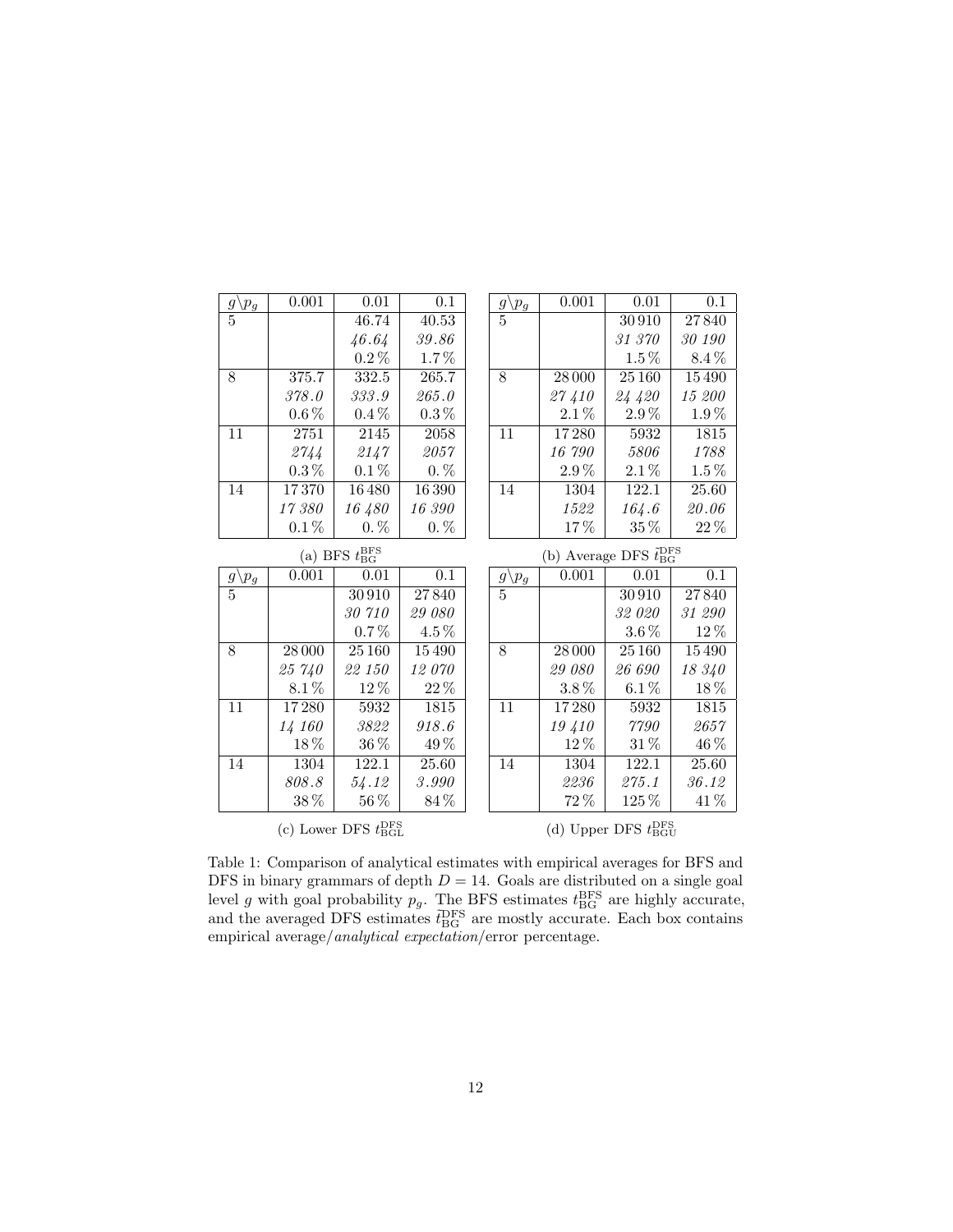| $g \backslash p_g$ | 0.001 | 0.01 | 0.1 |
|---|---|---|---|
| 5 | | 46.74 | 40.53 |
| | | *46.64* | *39.86* |
| | | 0.2 % | 1.7 % |
| 8 | 375.7 | 332.5 | 265.7 |
| | *378.0* | *333.9* | *265.0* |
| | 0.6 % | 0.4 % | 0.3 % |
| 11 | 2751 | 2145 | 2058 |
| | *2744* | *2147* | *2057* |
| | 0.3 % | 0.1 % | 0. % |
| 14 | 17 370 | 16 480 | 16 390 |
| | *17 380* | *16 480* | *16 390* |
| | 0.1 % | 0. % | 0. % |

(a) BFS $t_{\mathrm{BG}}^{\mathrm{BFS}}$

| $g \backslash p_g$ | 0.001 | 0.01 | 0.1 |
|---|---|---|---|
| 5 | | 30 910 | 27 840 |
| | | *31 370* | *30 190* |
| | | 1.5 % | 8.4 % |
| 8 | 28 000 | 25 160 | 15 490 |
| | *27 410* | *24 420* | *15 200* |
| | 2.1 % | 2.9 % | 1.9 % |
| 11 | 17 280 | 5932 | 1815 |
| | *16 790* | *5806* | *1788* |
| | 2.9 % | 2.1 % | 1.5 % |
| 14 | 1304 | 122.1 | 25.60 |
| | *1522* | *164.6* | *20.06* |
| | 17 % | 35 % | 22 % |

(b) Average DFS $\tilde{t}_{\mathrm{BG}}^{\mathrm{DFS}}$

| $g \backslash p_g$ | 0.001 | 0.01 | 0.1 |
|---|---|---|---|
| 5 | | 30 910 | 27 840 |
| | | *30 710* | *29 080* |
| | | 0.7 % | 4.5 % |
| 8 | 28 000 | 25 160 | 15 490 |
| | *25 740* | *22 150* | *12 070* |
| | 8.1 % | 12 % | 22 % |
| 11 | 17 280 | 5932 | 1815 |
| | *14 160* | *3822* | *918.6* |
| | 18 % | 36 % | 49 % |
| 14 | 1304 | 122.1 | 25.60 |
| | *808.8* | *54.12* | *3.990* |
| | 38 % | 56 % | 84 % |

(c) Lower DFS $t_{\mathrm{BGL}}^{\mathrm{DFS}}$

| $g \backslash p_g$ | 0.001 | 0.01 | 0.1 |
|---|---|---|---|
| 5 | | 30 910 | 27 840 |
| | | *32 020* | *31 290* |
| | | 3.6 % | 12 % |
| 8 | 28 000 | 25 160 | 15 490 |
| | *29 080* | *26 690* | *18 340* |
| | 3.8 % | 6.1 % | 18 % |
| 11 | 17 280 | 5932 | 1815 |
| | *19 410* | *7790* | *2657* |
| | 12 % | 31 % | 46 % |
| 14 | 1304 | 122.1 | 25.60 |
| | *2236* | *275.1* | *36.12* |
| | 72 % | 125 % | 41 % |

(d) Upper DFS $t_{\mathrm{BGU}}^{\mathrm{DFS}}$

Table 1: Comparison of analytical estimates with empirical averages for BFS and DFS in binary grammars of depth $D = 14$. Goals are distributed on a single goal level $g$ with goal probability $p_g$. The BFS estimates $t_{\mathrm{BG}}^{\mathrm{BFS}}$ are highly accurate, and the averaged DFS estimates $\tilde{t}_{\mathrm{BG}}^{\mathrm{DFS}}$ are mostly accurate. Each box contains empirical average/*analytical expectation*/error percentage.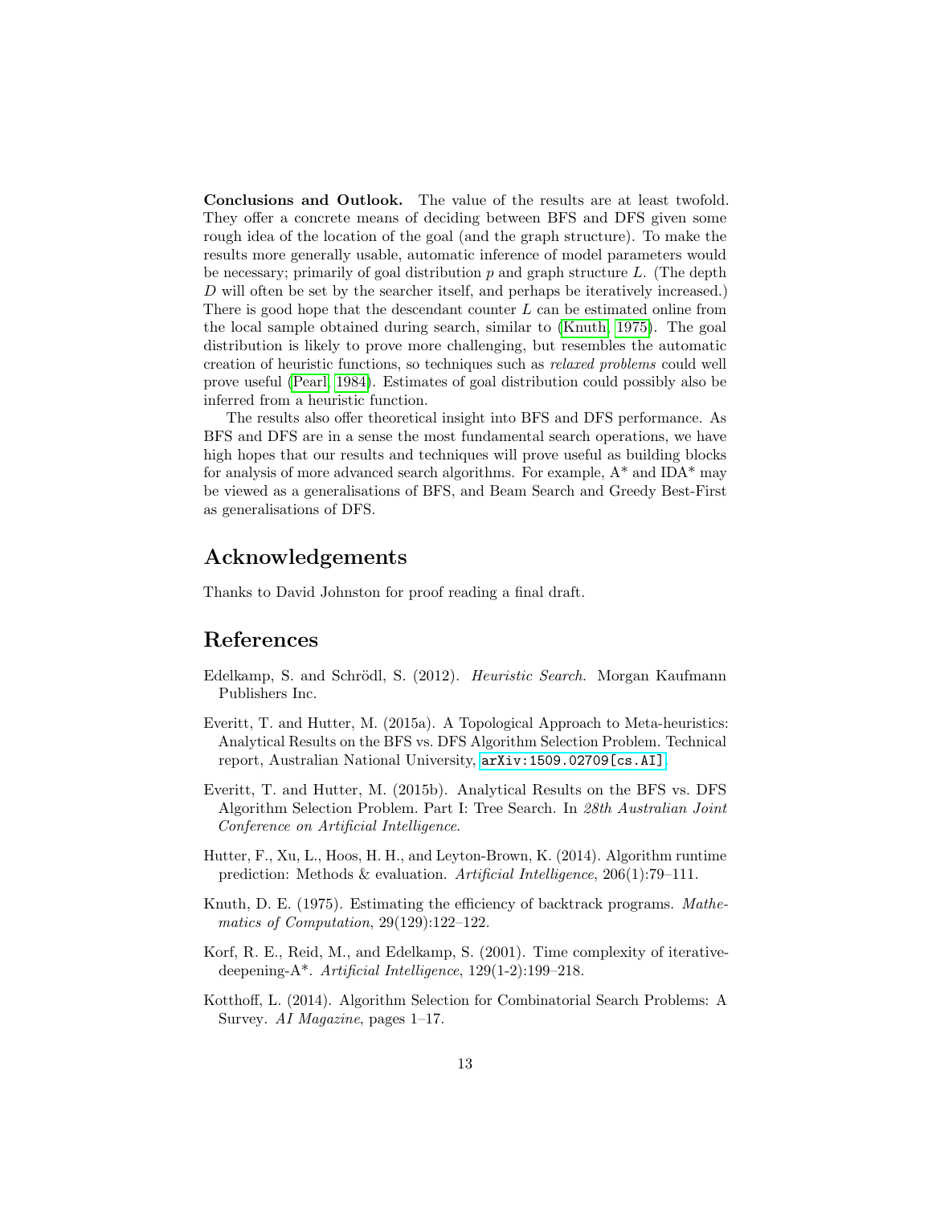**Conclusions and Outlook.** The value of the results are at least twofold. They offer a concrete means of deciding between BFS and DFS given some rough idea of the location of the goal (and the graph structure). To make the results more generally usable, automatic inference of model parameters would be necessary; primarily of goal distribution $p$ and graph structure $L$. (The depth $D$ will often be set by the searcher itself, and perhaps be iteratively increased.) There is good hope that the descendant counter $L$ can be estimated online from the local sample obtained during search, similar to (Knuth, 1975). The goal distribution is likely to prove more challenging, but resembles the automatic creation of heuristic functions, so techniques such as *relaxed problems* could well prove useful (Pearl, 1984). Estimates of goal distribution could possibly also be inferred from a heuristic function.

The results also offer theoretical insight into BFS and DFS performance. As BFS and DFS are in a sense the most fundamental search operations, we have high hopes that our results and techniques will prove useful as building blocks for analysis of more advanced search algorithms. For example, A* and IDA* may be viewed as a generalisations of BFS, and Beam Search and Greedy Best-First as generalisations of DFS.

## Acknowledgements

Thanks to David Johnston for proof reading a final draft.

## References

Edelkamp, S. and Schrödl, S. (2012). *Heuristic Search*. Morgan Kaufmann Publishers Inc.

Everitt, T. and Hutter, M. (2015a). A Topological Approach to Meta-heuristics: Analytical Results on the BFS vs. DFS Algorithm Selection Problem. Technical report, Australian National University, `arXiv:1509.02709[cs.AI]`.

Everitt, T. and Hutter, M. (2015b). Analytical Results on the BFS vs. DFS Algorithm Selection Problem. Part I: Tree Search. In *28th Australian Joint Conference on Artificial Intelligence*.

Hutter, F., Xu, L., Hoos, H. H., and Leyton-Brown, K. (2014). Algorithm runtime prediction: Methods & evaluation. *Artificial Intelligence*, 206(1):79–111.

Knuth, D. E. (1975). Estimating the efficiency of backtrack programs. *Mathematics of Computation*, 29(129):122–122.

Korf, R. E., Reid, M., and Edelkamp, S. (2001). Time complexity of iterative-deepening-A*. *Artificial Intelligence*, 129(1-2):199–218.

Kotthoff, L. (2014). Algorithm Selection for Combinatorial Search Problems: A Survey. *AI Magazine*, pages 1–17.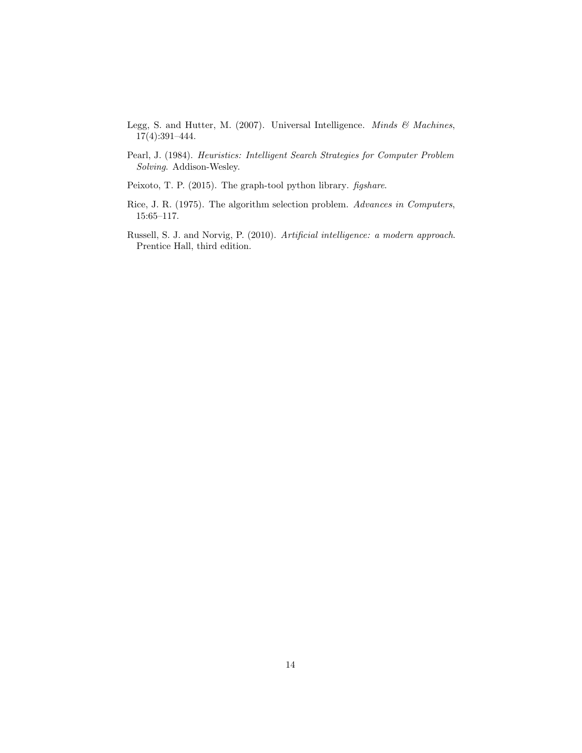Legg, S. and Hutter, M. (2007). Universal Intelligence. *Minds & Machines*, 17(4):391–444.

Pearl, J. (1984). *Heuristics: Intelligent Search Strategies for Computer Problem Solving*. Addison-Wesley.

Peixoto, T. P. (2015). The graph-tool python library. *figshare*.

Rice, J. R. (1975). The algorithm selection problem. *Advances in Computers*, 15:65–117.

Russell, S. J. and Norvig, P. (2010). *Artificial intelligence: a modern approach*. Prentice Hall, third edition.